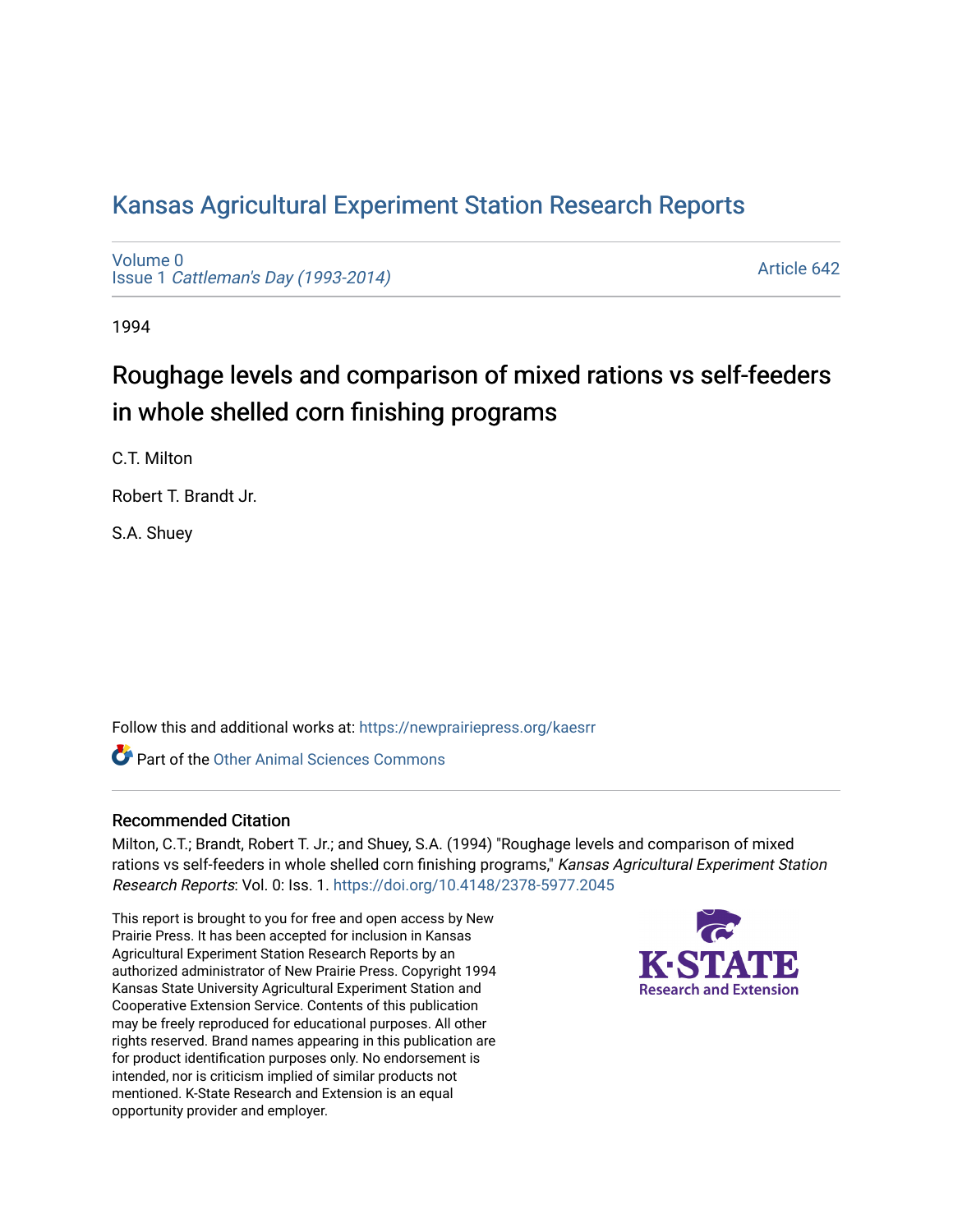# Kansas Agricultural Experiment Station Research Reports

Volume 0
Issue 1 *Cattleman's Day (1993-2014)*

Article 642

1994

## Roughage levels and comparison of mixed rations vs self-feeders in whole shelled corn finishing programs

C.T. Milton

Robert T. Brandt Jr.

S.A. Shuey

Follow this and additional works at: https://newprairiepress.org/kaesrr

Part of the Other Animal Sciences Commons

### Recommended Citation

Milton, C.T.; Brandt, Robert T. Jr.; and Shuey, S.A. (1994) "Roughage levels and comparison of mixed rations vs self-feeders in whole shelled corn finishing programs," *Kansas Agricultural Experiment Station Research Reports*: Vol. 0: Iss. 1. https://doi.org/10.4148/2378-5977.2045

This report is brought to you for free and open access by New Prairie Press. It has been accepted for inclusion in Kansas Agricultural Experiment Station Research Reports by an authorized administrator of New Prairie Press. Copyright 1994 Kansas State University Agricultural Experiment Station and Cooperative Extension Service. Contents of this publication may be freely reproduced for educational purposes. All other rights reserved. Brand names appearing in this publication are for product identification purposes only. No endorsement is intended, nor is criticism implied of similar products not mentioned. K-State Research and Extension is an equal opportunity provider and employer.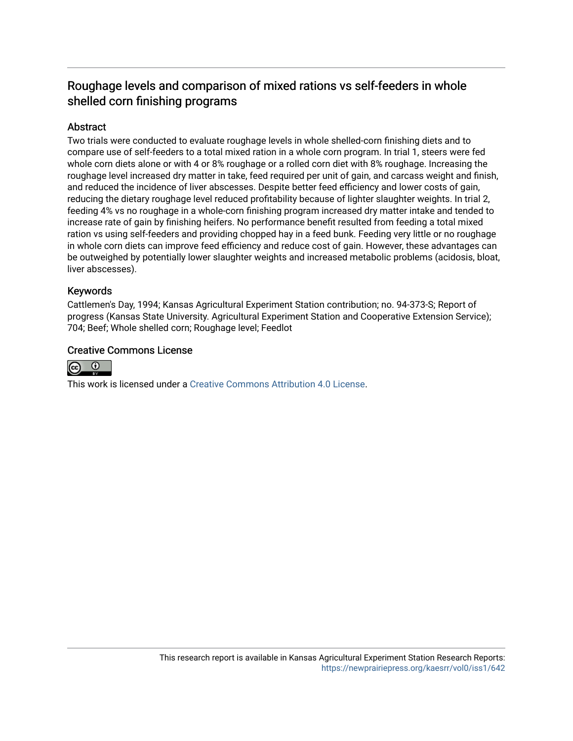# Roughage levels and comparison of mixed rations vs self-feeders in whole shelled corn finishing programs

## Abstract

Two trials were conducted to evaluate roughage levels in whole shelled-corn finishing diets and to compare use of self-feeders to a total mixed ration in a whole corn program. In trial 1, steers were fed whole corn diets alone or with 4 or 8% roughage or a rolled corn diet with 8% roughage. Increasing the roughage level increased dry matter in take, feed required per unit of gain, and carcass weight and finish, and reduced the incidence of liver abscesses. Despite better feed efficiency and lower costs of gain, reducing the dietary roughage level reduced profitability because of lighter slaughter weights. In trial 2, feeding 4% vs no roughage in a whole-corn finishing program increased dry matter intake and tended to increase rate of gain by finishing heifers. No performance benefit resulted from feeding a total mixed ration vs using self-feeders and providing chopped hay in a feed bunk. Feeding very little or no roughage in whole corn diets can improve feed efficiency and reduce cost of gain. However, these advantages can be outweighed by potentially lower slaughter weights and increased metabolic problems (acidosis, bloat, liver abscesses).

## Keywords

Cattlemen's Day, 1994; Kansas Agricultural Experiment Station contribution; no. 94-373-S; Report of progress (Kansas State University. Agricultural Experiment Station and Cooperative Extension Service); 704; Beef; Whole shelled corn; Roughage level; Feedlot

## Creative Commons License

This work is licensed under a Creative Commons Attribution 4.0 License.

This research report is available in Kansas Agricultural Experiment Station Research Reports: https://newprairiepress.org/kaesrr/vol0/iss1/642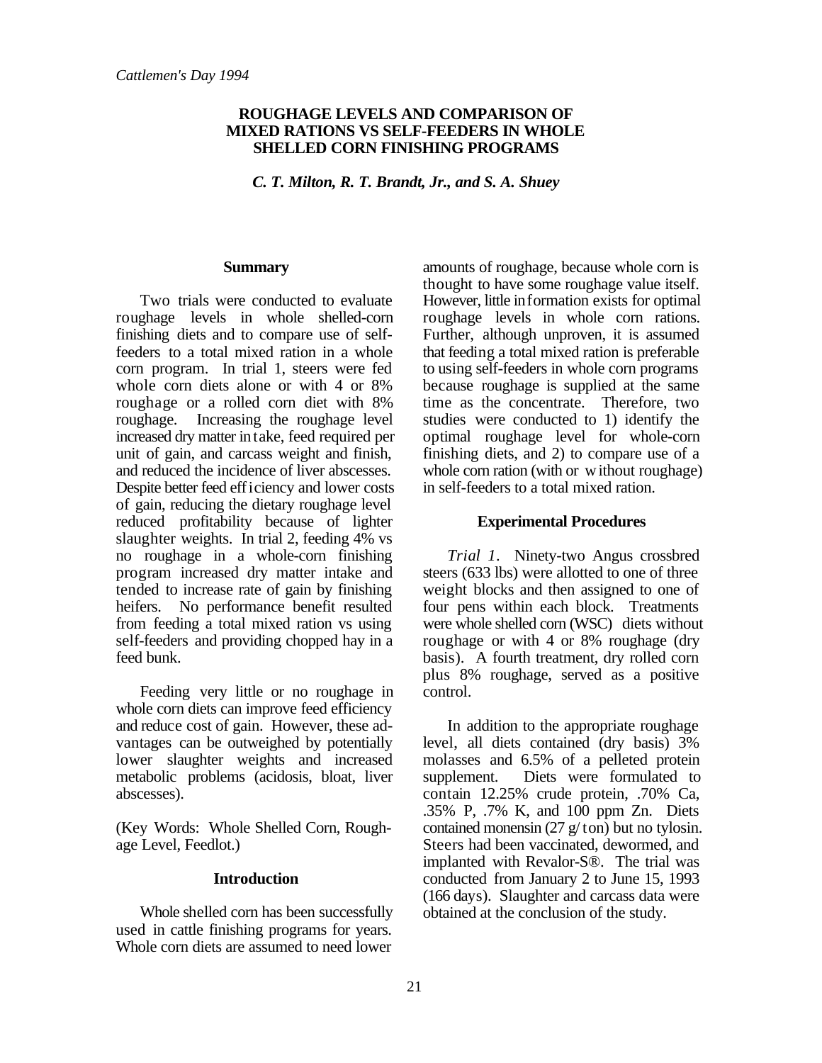*Cattlemen's Day 1994*

# ROUGHAGE LEVELS AND COMPARISON OF MIXED RATIONS VS SELF-FEEDERS IN WHOLE SHELLED CORN FINISHING PROGRAMS

***C. T. Milton, R. T. Brandt, Jr., and S. A. Shuey***

## Summary

Two trials were conducted to evaluate roughage levels in whole shelled-corn finishing diets and to compare use of self-feeders to a total mixed ration in a whole corn program. In trial 1, steers were fed whole corn diets alone or with 4 or 8% roughage or a rolled corn diet with 8% roughage. Increasing the roughage level increased dry matter intake, feed required per unit of gain, and carcass weight and finish, and reduced the incidence of liver abscesses. Despite better feed efficiency and lower costs of gain, reducing the dietary roughage level reduced profitability because of lighter slaughter weights. In trial 2, feeding 4% vs no roughage in a whole-corn finishing program increased dry matter intake and tended to increase rate of gain by finishing heifers. No performance benefit resulted from feeding a total mixed ration vs using self-feeders and providing chopped hay in a feed bunk.

Feeding very little or no roughage in whole corn diets can improve feed efficiency and reduce cost of gain. However, these advantages can be outweighed by potentially lower slaughter weights and increased metabolic problems (acidosis, bloat, liver abscesses).

(Key Words: Whole Shelled Corn, Roughage Level, Feedlot.)

## Introduction

Whole shelled corn has been successfully used in cattle finishing programs for years. Whole corn diets are assumed to need lower amounts of roughage, because whole corn is thought to have some roughage value itself. However, little information exists for optimal roughage levels in whole corn rations. Further, although unproven, it is assumed that feeding a total mixed ration is preferable to using self-feeders in whole corn programs because roughage is supplied at the same time as the concentrate. Therefore, two studies were conducted to 1) identify the optimal roughage level for whole-corn finishing diets, and 2) to compare use of a whole corn ration (with or without roughage) in self-feeders to a total mixed ration.

## Experimental Procedures

*Trial 1.* Ninety-two Angus crossbred steers (633 lbs) were allotted to one of three weight blocks and then assigned to one of four pens within each block. Treatments were whole shelled corn (WSC) diets without roughage or with 4 or 8% roughage (dry basis). A fourth treatment, dry rolled corn plus 8% roughage, served as a positive control.

In addition to the appropriate roughage level, all diets contained (dry basis) 3% molasses and 6.5% of a pelleted protein supplement. Diets were formulated to contain 12.25% crude protein, .70% Ca, .35% P, .7% K, and 100 ppm Zn. Diets contained monensin (27 g/ton) but no tylosin. Steers had been vaccinated, dewormed, and implanted with Revalor-S®. The trial was conducted from January 2 to June 15, 1993 (166 days). Slaughter and carcass data were obtained at the conclusion of the study.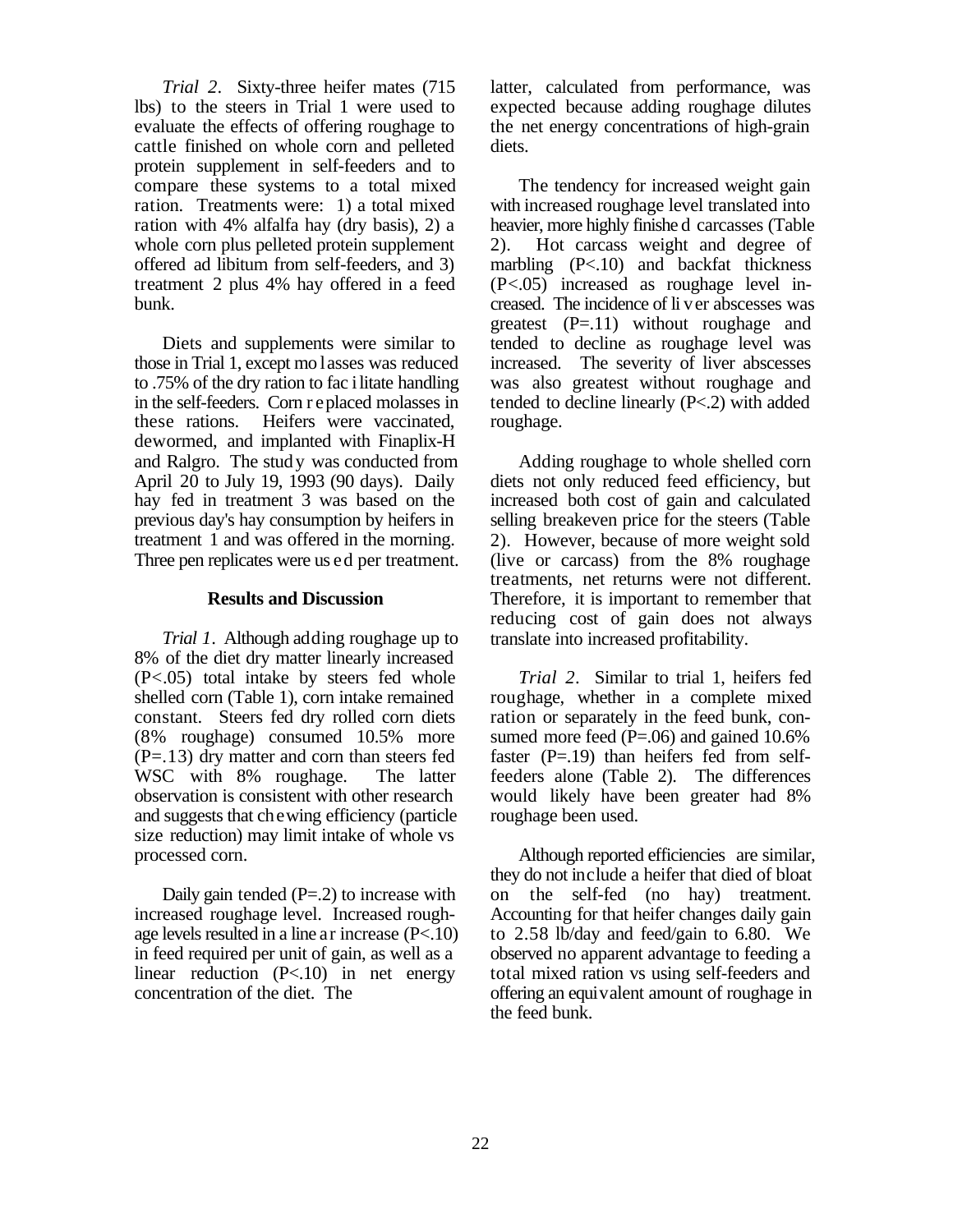*Trial 2*. Sixty-three heifer mates (715 lbs) to the steers in Trial 1 were used to evaluate the effects of offering roughage to cattle finished on whole corn and pelleted protein supplement in self-feeders and to compare these systems to a total mixed ration. Treatments were: 1) a total mixed ration with 4% alfalfa hay (dry basis), 2) a whole corn plus pelleted protein supplement offered ad libitum from self-feeders, and 3) treatment 2 plus 4% hay offered in a feed bunk.

Diets and supplements were similar to those in Trial 1, except molasses was reduced to .75% of the dry ration to facilitate handling in the self-feeders. Corn replaced molasses in these rations. Heifers were vaccinated, dewormed, and implanted with Finaplix-H and Ralgro. The study was conducted from April 20 to July 19, 1993 (90 days). Daily hay fed in treatment 3 was based on the previous day's hay consumption by heifers in treatment 1 and was offered in the morning. Three pen replicates were used per treatment.

## Results and Discussion

*Trial 1*. Although adding roughage up to 8% of the diet dry matter linearly increased ($P<.05$) total intake by steers fed whole shelled corn (Table 1), corn intake remained constant. Steers fed dry rolled corn diets (8% roughage) consumed 10.5% more ($P=.13$) dry matter and corn than steers fed WSC with 8% roughage. The latter observation is consistent with other research and suggests that chewing efficiency (particle size reduction) may limit intake of whole vs processed corn.

Daily gain tended ($P=.2$) to increase with increased roughage level. Increased roughage levels resulted in a linear increase ($P<.10$) in feed required per unit of gain, as well as a linear reduction ($P<.10$) in net energy concentration of the diet. The latter, calculated from performance, was expected because adding roughage dilutes the net energy concentrations of high-grain diets.

The tendency for increased weight gain with increased roughage level translated into heavier, more highly finished carcasses (Table 2). Hot carcass weight and degree of marbling ($P<.10$) and backfat thickness ($P<.05$) increased as roughage level increased. The incidence of liver abscesses was greatest ($P=.11$) without roughage and tended to decline as roughage level was increased. The severity of liver abscesses was also greatest without roughage and tended to decline linearly ($P<.2$) with added roughage.

Adding roughage to whole shelled corn diets not only reduced feed efficiency, but increased both cost of gain and calculated selling breakeven price for the steers (Table 2). However, because of more weight sold (live or carcass) from the 8% roughage treatments, net returns were not different. Therefore, it is important to remember that reducing cost of gain does not always translate into increased profitability.

*Trial 2*. Similar to trial 1, heifers fed roughage, whether in a complete mixed ration or separately in the feed bunk, consumed more feed ($P=.06$) and gained 10.6% faster ($P=.19$) than heifers fed from self-feeders alone (Table 2). The differences would likely have been greater had 8% roughage been used.

Although reported efficiencies are similar, they do not include a heifer that died of bloat on the self-fed (no hay) treatment. Accounting for that heifer changes daily gain to 2.58 lb/day and feed/gain to 6.80. We observed no apparent advantage to feeding a total mixed ration vs using self-feeders and offering an equivalent amount of roughage in the feed bunk.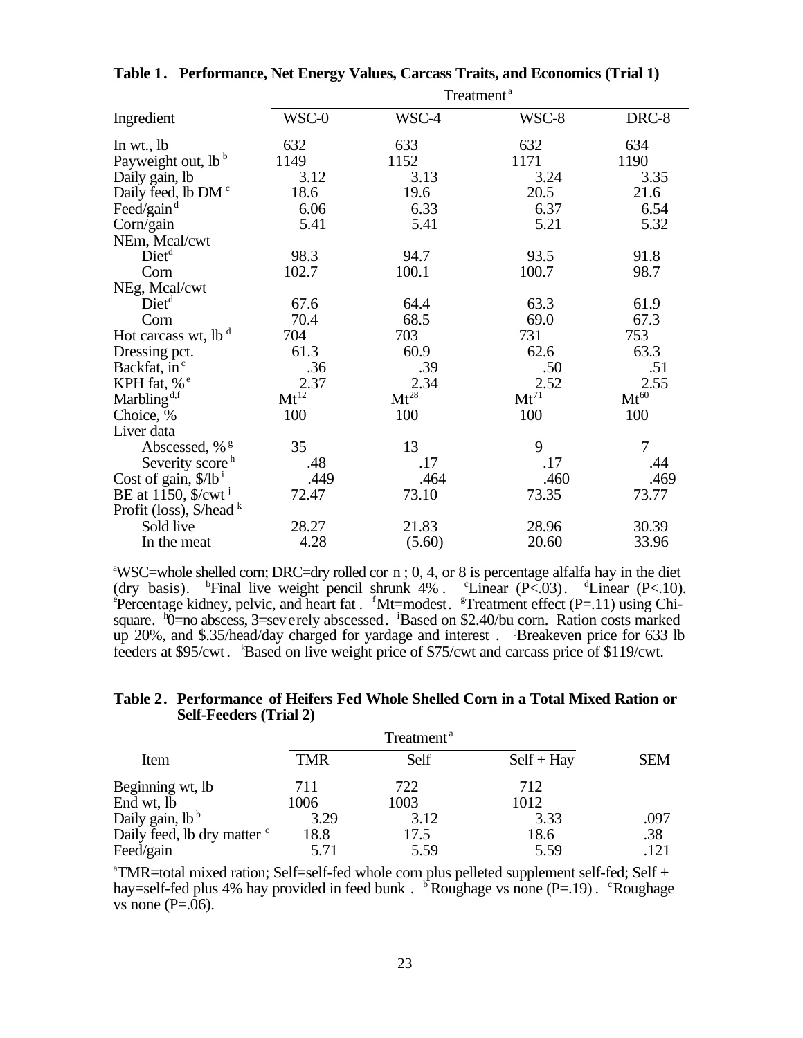**Table 1. Performance, Net Energy Values, Carcass Traits, and Economics (Trial 1)**

| | Treatment[a] | | | |
|---|---|---|---|---|
| Ingredient | WSC-0 | WSC-4 | WSC-8 | DRC-8 |
| In wt., lb | 632 | 633 | 632 | 634 |
| Payweight out, lb[b] | 1149 | 1152 | 1171 | 1190 |
| Daily gain, lb | 3.12 | 3.13 | 3.24 | 3.35 |
| Daily feed, lb DM[c] | 18.6 | 19.6 | 20.5 | 21.6 |
| Feed/gain[d] | 6.06 | 6.33 | 6.37 | 6.54 |
| Corn/gain | 5.41 | 5.41 | 5.21 | 5.32 |
| NEm, Mcal/cwt | | | | |
| Diet[d] | 98.3 | 94.7 | 93.5 | 91.8 |
| Corn | 102.7 | 100.1 | 100.7 | 98.7 |
| NEg, Mcal/cwt | | | | |
| Diet[d] | 67.6 | 64.4 | 63.3 | 61.9 |
| Corn | 70.4 | 68.5 | 69.0 | 67.3 |
| Hot carcass wt, lb[d] | 704 | 703 | 731 | 753 |
| Dressing pct. | 61.3 | 60.9 | 62.6 | 63.3 |
| Backfat, in[c] | .36 | .39 | .50 | .51 |
| KPH fat, %[e] | 2.37 | 2.34 | 2.52 | 2.55 |
| Marbling[d,f] | Mt[12] | Mt[28] | Mt[71] | Mt[60] |
| Choice, % | 100 | 100 | 100 | 100 |
| Liver data | | | | |
| Abscessed, %[g] | 35 | 13 | 9 | 7 |
| Severity score[h] | .48 | .17 | .17 | .44 |
| Cost of gain, $/lb[i] | .449 | .464 | .460 | .469 |
| BE at 1150, $/cwt[j] | 72.47 | 73.10 | 73.35 | 73.77 |
| Profit (loss), $/head[k] | | | | |
| Sold live | 28.27 | 21.83 | 28.96 | 30.39 |
| In the meat | 4.28 | (5.60) | 20.60 | 33.96 |

[a]WSC=whole shelled corn; DRC=dry rolled corn; 0, 4, or 8 is percentage alfalfa hay in the diet (dry basis). [b]Final live weight pencil shrunk 4%. [c]Linear (P<.03). [d]Linear (P<.10). [e]Percentage kidney, pelvic, and heart fat. [f]Mt=modest. [g]Treatment effect (P=.11) using Chi-square. [h]0=no abscess, 3=severely abscessed. [i]Based on $2.40/bu corn. Ration costs marked up 20%, and $.35/head/day charged for yardage and interest. [j]Breakeven price for 633 lb feeders at $95/cwt. [k]Based on live weight price of $75/cwt and carcass price of $119/cwt.

**Table 2. Performance of Heifers Fed Whole Shelled Corn in a Total Mixed Ration or Self-Feeders (Trial 2)**

| | Treatment[a] | | | |
|---|---|---|---|---|
| Item | TMR | Self | Self + Hay | SEM |
| Beginning wt, lb | 711 | 722 | 712 | |
| End wt, lb | 1006 | 1003 | 1012 | |
| Daily gain, lb[b] | 3.29 | 3.12 | 3.33 | .097 |
| Daily feed, lb dry matter[c] | 18.8 | 17.5 | 18.6 | .38 |
| Feed/gain | 5.71 | 5.59 | 5.59 | .121 |

[a]TMR=total mixed ration; Self=self-fed whole corn plus pelleted supplement self-fed; Self + hay=self-fed plus 4% hay provided in feed bunk. [b]Roughage vs none (P=.19). [c]Roughage vs none (P=.06).